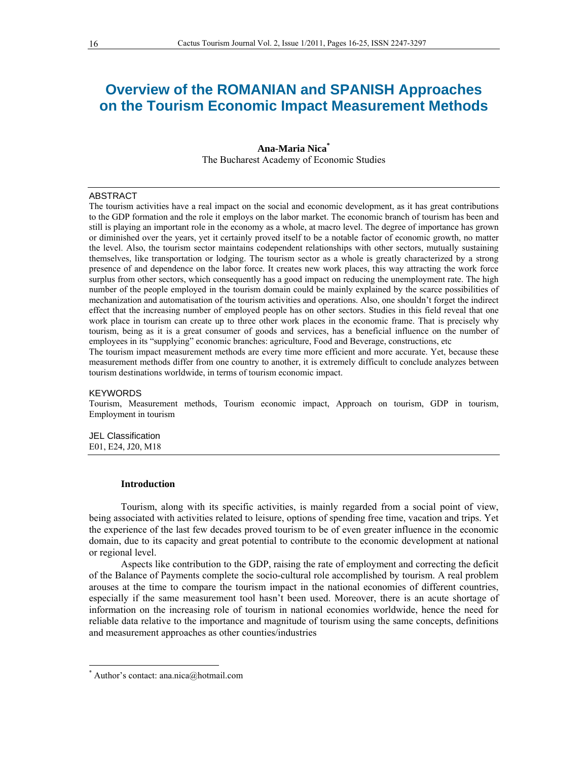# Overview of the ROMANIAN and SPANISH Approaches on the Tourism Economic Impact Measurement Methods

**Ana-Maria Nica***
The Bucharest Academy of Economic Studies

## ABSTRACT

The tourism activities have a real impact on the social and economic development, as it has great contributions to the GDP formation and the role it employs on the labor market. The economic branch of tourism has been and still is playing an important role in the economy as a whole, at macro level. The degree of importance has grown or diminished over the years, yet it certainly proved itself to be a notable factor of economic growth, no matter the level. Also, the tourism sector maintains codependent relationships with other sectors, mutually sustaining themselves, like transportation or lodging. The tourism sector as a whole is greatly characterized by a strong presence of and dependence on the labor force. It creates new work places, this way attracting the work force surplus from other sectors, which consequently has a good impact on reducing the unemployment rate. The high number of the people employed in the tourism domain could be mainly explained by the scarce possibilities of mechanization and automatisation of the tourism activities and operations. Also, one shouldn't forget the indirect effect that the increasing number of employed people has on other sectors. Studies in this field reveal that one work place in tourism can create up to three other work places in the economic frame. That is precisely why tourism, being as it is a great consumer of goods and services, has a beneficial influence on the number of employees in its "supplying" economic branches: agriculture, Food and Beverage, constructions, etc

The tourism impact measurement methods are every time more efficient and more accurate. Yet, because these measurement methods differ from one country to another, it is extremely difficult to conclude analyzes between tourism destinations worldwide, in terms of tourism economic impact.

## KEYWORDS

Tourism, Measurement methods, Tourism economic impact, Approach on tourism, GDP in tourism, Employment in tourism

## JEL Classification

E01, E24, J20, M18

## Introduction

Tourism, along with its specific activities, is mainly regarded from a social point of view, being associated with activities related to leisure, options of spending free time, vacation and trips. Yet the experience of the last few decades proved tourism to be of even greater influence in the economic domain, due to its capacity and great potential to contribute to the economic development at national or regional level.

Aspects like contribution to the GDP, raising the rate of employment and correcting the deficit of the Balance of Payments complete the socio-cultural role accomplished by tourism. A real problem arouses at the time to compare the tourism impact in the national economies of different countries, especially if the same measurement tool hasn't been used. Moreover, there is an acute shortage of information on the increasing role of tourism in national economies worldwide, hence the need for reliable data relative to the importance and magnitude of tourism using the same concepts, definitions and measurement approaches as other counties/industries

---

* Author's contact: ana.nica@hotmail.com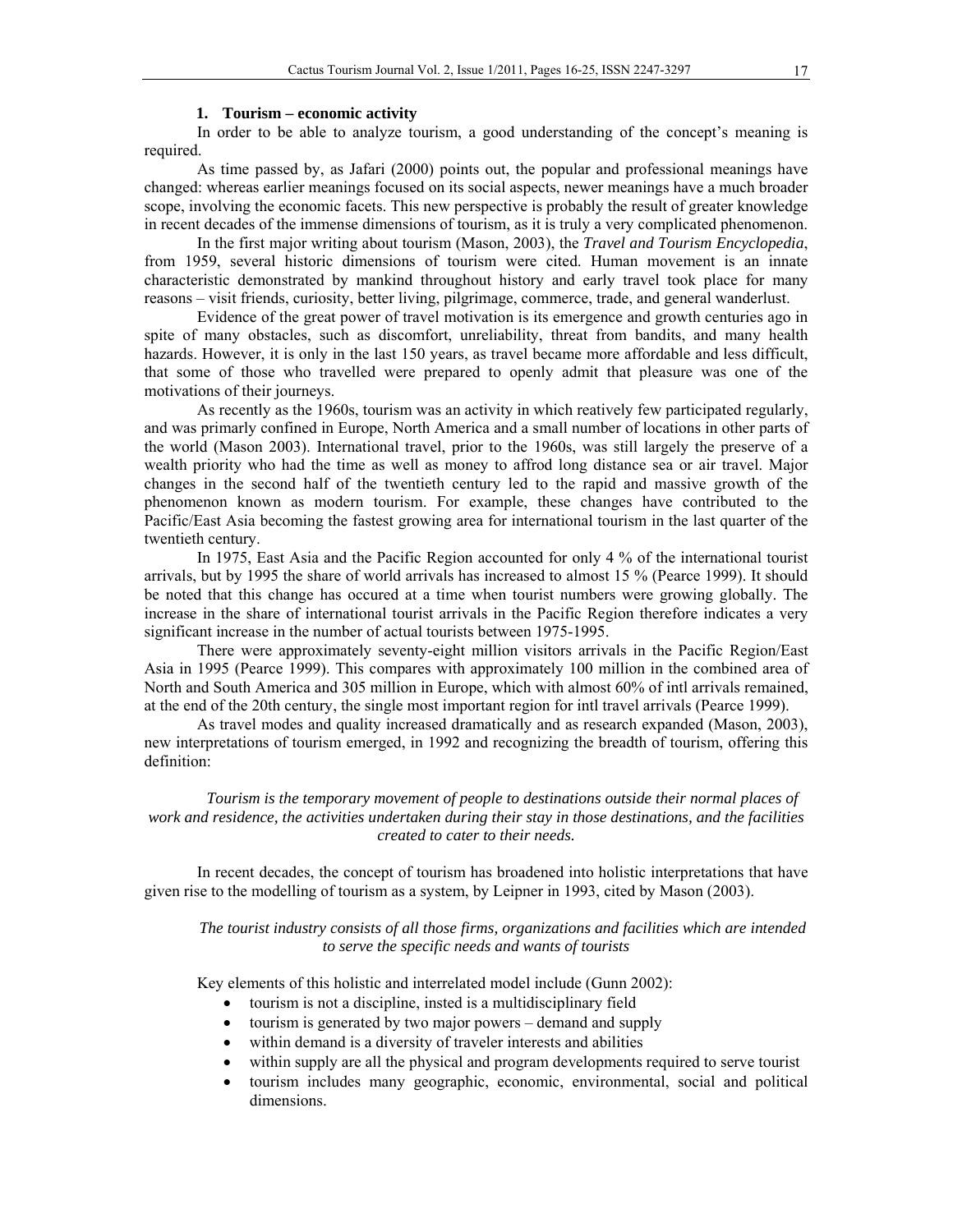## 1. Tourism – economic activity

In order to be able to analyze tourism, a good understanding of the concept's meaning is required.

As time passed by, as Jafari (2000) points out, the popular and professional meanings have changed: whereas earlier meanings focused on its social aspects, newer meanings have a much broader scope, involving the economic facets. This new perspective is probably the result of greater knowledge in recent decades of the immense dimensions of tourism, as it is truly a very complicated phenomenon.

In the first major writing about tourism (Mason, 2003), the *Travel and Tourism Encyclopedia*, from 1959, several historic dimensions of tourism were cited. Human movement is an innate characteristic demonstrated by mankind throughout history and early travel took place for many reasons – visit friends, curiosity, better living, pilgrimage, commerce, trade, and general wanderlust.

Evidence of the great power of travel motivation is its emergence and growth centuries ago in spite of many obstacles, such as discomfort, unreliability, threat from bandits, and many health hazards. However, it is only in the last 150 years, as travel became more affordable and less difficult, that some of those who travelled were prepared to openly admit that pleasure was one of the motivations of their journeys.

As recently as the 1960s, tourism was an activity in which reatively few participated regularly, and was primarly confined in Europe, North America and a small number of locations in other parts of the world (Mason 2003). International travel, prior to the 1960s, was still largely the preserve of a wealth priority who had the time as well as money to affrod long distance sea or air travel. Major changes in the second half of the twentieth century led to the rapid and massive growth of the phenomenon known as modern tourism. For example, these changes have contributed to the Pacific/East Asia becoming the fastest growing area for international tourism in the last quarter of the twentieth century.

In 1975, East Asia and the Pacific Region accounted for only 4 % of the international tourist arrivals, but by 1995 the share of world arrivals has increased to almost 15 % (Pearce 1999). It should be noted that this change has occured at a time when tourist numbers were growing globally. The increase in the share of international tourist arrivals in the Pacific Region therefore indicates a very significant increase in the number of actual tourists between 1975-1995.

There were approximately seventy-eight million visitors arrivals in the Pacific Region/East Asia in 1995 (Pearce 1999). This compares with approximately 100 million in the combined area of North and South America and 305 million in Europe, which with almost 60% of intl arrivals remained, at the end of the 20th century, the single most important region for intl travel arrivals (Pearce 1999).

As travel modes and quality increased dramatically and as research expanded (Mason, 2003), new interpretations of tourism emerged, in 1992 and recognizing the breadth of tourism, offering this definition:

*Tourism is the temporary movement of people to destinations outside their normal places of work and residence, the activities undertaken during their stay in those destinations, and the facilities created to cater to their needs.*

In recent decades, the concept of tourism has broadened into holistic interpretations that have given rise to the modelling of tourism as a system, by Leipner in 1993, cited by Mason (2003).

*The tourist industry consists of all those firms, organizations and facilities which are intended to serve the specific needs and wants of tourists*

Key elements of this holistic and interrelated model include (Gunn 2002):

- tourism is not a discipline, insted is a multidisciplinary field
- tourism is generated by two major powers – demand and supply
- within demand is a diversity of traveler interests and abilities
- within supply are all the physical and program developments required to serve tourist
- tourism includes many geographic, economic, environmental, social and political dimensions.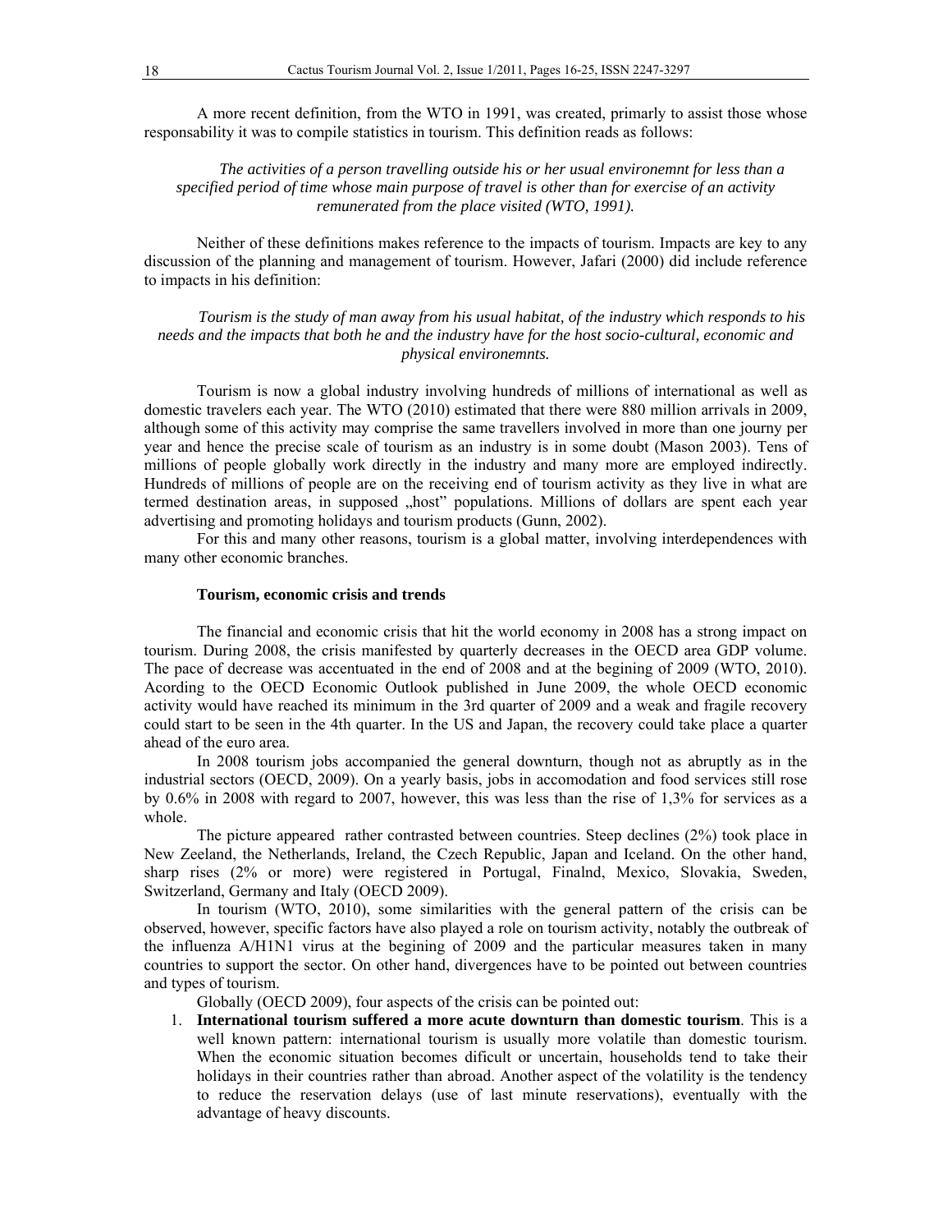A more recent definition, from the WTO in 1991, was created, primarly to assist those whose responsability it was to compile statistics in tourism. This definition reads as follows:

*The activities of a person travelling outside his or her usual environemnt for less than a specified period of time whose main purpose of travel is other than for exercise of an activity remunerated from the place visited (WTO, 1991).*

Neither of these definitions makes reference to the impacts of tourism. Impacts are key to any discussion of the planning and management of tourism. However, Jafari (2000) did include reference to impacts in his definition:

*Tourism is the study of man away from his usual habitat, of the industry which responds to his needs and the impacts that both he and the industry have for the host socio-cultural, economic and physical environemnts.*

Tourism is now a global industry involving hundreds of millions of international as well as domestic travelers each year. The WTO (2010) estimated that there were 880 million arrivals in 2009, although some of this activity may comprise the same travellers involved in more than one journy per year and hence the precise scale of tourism as an industry is in some doubt (Mason 2003). Tens of millions of people globally work directly in the industry and many more are employed indirectly. Hundreds of millions of people are on the receiving end of tourism activity as they live in what are termed destination areas, in supposed „host" populations. Millions of dollars are spent each year advertising and promoting holidays and tourism products (Gunn, 2002).

For this and many other reasons, tourism is a global matter, involving interdependences with many other economic branches.

### Tourism, economic crisis and trends

The financial and economic crisis that hit the world economy in 2008 has a strong impact on tourism. During 2008, the crisis manifested by quarterly decreases in the OECD area GDP volume. The pace of decrease was accentuated in the end of 2008 and at the begining of 2009 (WTO, 2010). Acording to the OECD Economic Outlook published in June 2009, the whole OECD economic activity would have reached its minimum in the 3rd quarter of 2009 and a weak and fragile recovery could start to be seen in the 4th quarter. In the US and Japan, the recovery could take place a quarter ahead of the euro area.

In 2008 tourism jobs accompanied the general downturn, though not as abruptly as in the industrial sectors (OECD, 2009). On a yearly basis, jobs in accomodation and food services still rose by 0.6% in 2008 with regard to 2007, however, this was less than the rise of 1,3% for services as a whole.

The picture appeared rather contrasted between countries. Steep declines (2%) took place in New Zeeland, the Netherlands, Ireland, the Czech Republic, Japan and Iceland. On the other hand, sharp rises (2% or more) were registered in Portugal, Finalnd, Mexico, Slovakia, Sweden, Switzerland, Germany and Italy (OECD 2009).

In tourism (WTO, 2010), some similarities with the general pattern of the crisis can be observed, however, specific factors have also played a role on tourism activity, notably the outbreak of the influenza A/H1N1 virus at the begining of 2009 and the particular measures taken in many countries to support the sector. On other hand, divergences have to be pointed out between countries and types of tourism.

Globally (OECD 2009), four aspects of the crisis can be pointed out:

1. **International tourism suffered a more acute downturn than domestic tourism**. This is a well known pattern: international tourism is usually more volatile than domestic tourism. When the economic situation becomes dificult or uncertain, households tend to take their holidays in their countries rather than abroad. Another aspect of the volatility is the tendency to reduce the reservation delays (use of last minute reservations), eventually with the advantage of heavy discounts.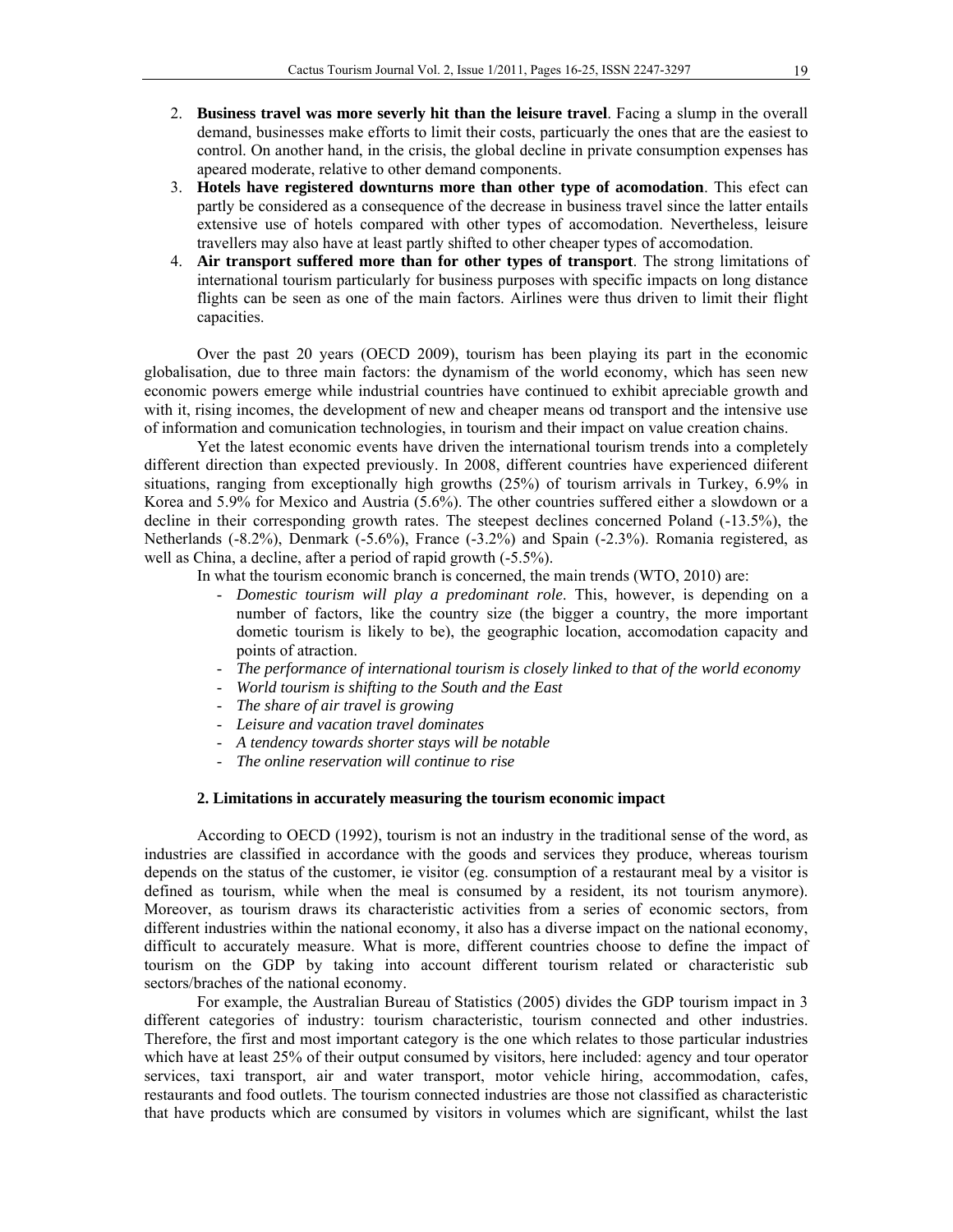2. **Business travel was more severly hit than the leisure travel**. Facing a slump in the overall demand, businesses make efforts to limit their costs, particularly the ones that are the easiest to control. On another hand, in the crisis, the global decline in private consumption expenses has apeared moderate, relative to other demand components.
3. **Hotels have registered downturns more than other type of acomodation**. This efect can partly be considered as a consequence of the decrease in business travel since the latter entails extensive use of hotels compared with other types of accomodation. Nevertheless, leisure travellers may also have at least partly shifted to other cheaper types of accomodation.
4. **Air transport suffered more than for other types of transport**. The strong limitations of international tourism particularly for business purposes with specific impacts on long distance flights can be seen as one of the main factors. Airlines were thus driven to limit their flight capacities.

Over the past 20 years (OECD 2009), tourism has been playing its part in the economic globalisation, due to three main factors: the dynamism of the world economy, which has seen new economic powers emerge while industrial countries have continued to exhibit apreciable growth and with it, rising incomes, the development of new and cheaper means od transport and the intensive use of information and comunication technologies, in tourism and their impact on value creation chains.

Yet the latest economic events have driven the international tourism trends into a completely different direction than expected previously. In 2008, different countries have experienced diiferent situations, ranging from exceptionally high growths (25%) of tourism arrivals in Turkey, 6.9% in Korea and 5.9% for Mexico and Austria (5.6%). The other countries suffered either a slowdown or a decline in their corresponding growth rates. The steepest declines concerned Poland (-13.5%), the Netherlands (-8.2%), Denmark (-5.6%), France (-3.2%) and Spain (-2.3%). Romania registered, as well as China, a decline, after a period of rapid growth (-5.5%).

In what the tourism economic branch is concerned, the main trends (WTO, 2010) are:

- *Domestic tourism will play a predominant role*. This, however, is depending on a number of factors, like the country size (the bigger a country, the more important dometic tourism is likely to be), the geographic location, accomodation capacity and points of atraction.
- *The performance of international tourism is closely linked to that of the world economy*
- *World tourism is shifting to the South and the East*
- *The share of air travel is growing*
- *Leisure and vacation travel dominates*
- *A tendency towards shorter stays will be notable*
- *The online reservation will continue to rise*

### 2. Limitations in accurately measuring the tourism economic impact

According to OECD (1992), tourism is not an industry in the traditional sense of the word, as industries are classified in accordance with the goods and services they produce, whereas tourism depends on the status of the customer, ie visitor (eg. consumption of a restaurant meal by a visitor is defined as tourism, while when the meal is consumed by a resident, its not tourism anymore). Moreover, as tourism draws its characteristic activities from a series of economic sectors, from different industries within the national economy, it also has a diverse impact on the national economy, difficult to accurately measure. What is more, different countries choose to define the impact of tourism on the GDP by taking into account different tourism related or characteristic sub sectors/braches of the national economy.

For example, the Australian Bureau of Statistics (2005) divides the GDP tourism impact in 3 different categories of industry: tourism characteristic, tourism connected and other industries. Therefore, the first and most important category is the one which relates to those particular industries which have at least 25% of their output consumed by visitors, here included: agency and tour operator services, taxi transport, air and water transport, motor vehicle hiring, accommodation, cafes, restaurants and food outlets. The tourism connected industries are those not classified as characteristic that have products which are consumed by visitors in volumes which are significant, whilst the last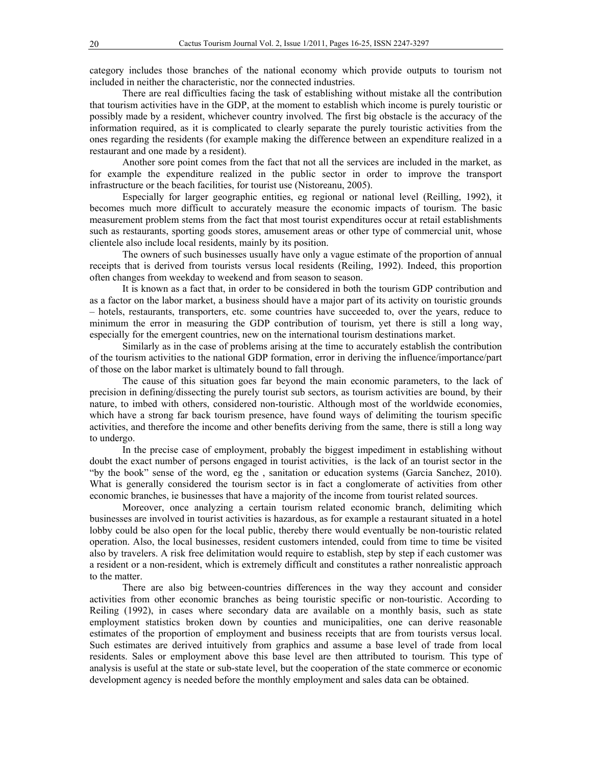category includes those branches of the national economy which provide outputs to tourism not included in neither the characteristic, nor the connected industries.

There are real difficulties facing the task of establishing without mistake all the contribution that tourism activities have in the GDP, at the moment to establish which income is purely touristic or possibly made by a resident, whichever country involved. The first big obstacle is the accuracy of the information required, as it is complicated to clearly separate the purely touristic activities from the ones regarding the residents (for example making the difference between an expenditure realized in a restaurant and one made by a resident).

Another sore point comes from the fact that not all the services are included in the market, as for example the expenditure realized in the public sector in order to improve the transport infrastructure or the beach facilities, for tourist use (Nistoreanu, 2005).

Especially for larger geographic entities, eg regional or national level (Reilling, 1992), it becomes much more difficult to accurately measure the economic impacts of tourism. The basic measurement problem stems from the fact that most tourist expenditures occur at retail establishments such as restaurants, sporting goods stores, amusement areas or other type of commercial unit, whose clientele also include local residents, mainly by its position.

The owners of such businesses usually have only a vague estimate of the proportion of annual receipts that is derived from tourists versus local residents (Reiling, 1992). Indeed, this proportion often changes from weekday to weekend and from season to season.

It is known as a fact that, in order to be considered in both the tourism GDP contribution and as a factor on the labor market, a business should have a major part of its activity on touristic grounds – hotels, restaurants, transporters, etc. some countries have succeeded to, over the years, reduce to minimum the error in measuring the GDP contribution of tourism, yet there is still a long way, especially for the emergent countries, new on the international tourism destinations market.

Similarly as in the case of problems arising at the time to accurately establish the contribution of the tourism activities to the national GDP formation, error in deriving the influence/importance/part of those on the labor market is ultimately bound to fall through.

The cause of this situation goes far beyond the main economic parameters, to the lack of precision in defining/dissecting the purely tourist sub sectors, as tourism activities are bound, by their nature, to imbed with others, considered non-touristic. Although most of the worldwide economies, which have a strong far back tourism presence, have found ways of delimiting the tourism specific activities, and therefore the income and other benefits deriving from the same, there is still a long way to undergo.

In the precise case of employment, probably the biggest impediment in establishing without doubt the exact number of persons engaged in tourist activities, is the lack of an tourist sector in the "by the book" sense of the word, eg the , sanitation or education systems (Garcia Sanchez, 2010). What is generally considered the tourism sector is in fact a conglomerate of activities from other economic branches, ie businesses that have a majority of the income from tourist related sources.

Moreover, once analyzing a certain tourism related economic branch, delimiting which businesses are involved in tourist activities is hazardous, as for example a restaurant situated in a hotel lobby could be also open for the local public, thereby there would eventually be non-touristic related operation. Also, the local businesses, resident customers intended, could from time to time be visited also by travelers. A risk free delimitation would require to establish, step by step if each customer was a resident or a non-resident, which is extremely difficult and constitutes a rather nonrealistic approach to the matter.

There are also big between-countries differences in the way they account and consider activities from other economic branches as being touristic specific or non-touristic. According to Reiling (1992), in cases where secondary data are available on a monthly basis, such as state employment statistics broken down by counties and municipalities, one can derive reasonable estimates of the proportion of employment and business receipts that are from tourists versus local. Such estimates are derived intuitively from graphics and assume a base level of trade from local residents. Sales or employment above this base level are then attributed to tourism. This type of analysis is useful at the state or sub-state level, but the cooperation of the state commerce or economic development agency is needed before the monthly employment and sales data can be obtained.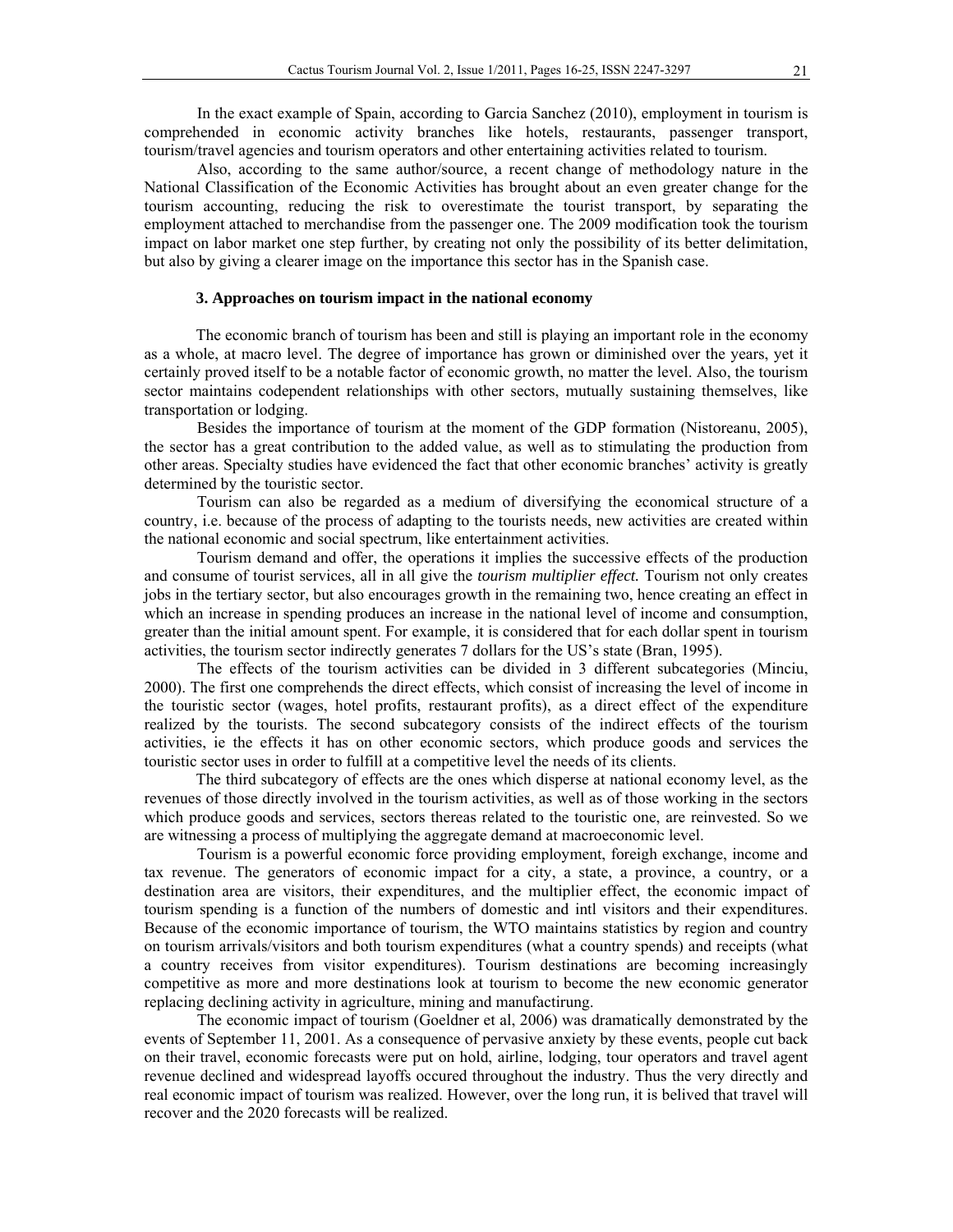In the exact example of Spain, according to Garcia Sanchez (2010), employment in tourism is comprehended in economic activity branches like hotels, restaurants, passenger transport, tourism/travel agencies and tourism operators and other entertaining activities related to tourism.

Also, according to the same author/source, a recent change of methodology nature in the National Classification of the Economic Activities has brought about an even greater change for the tourism accounting, reducing the risk to overestimate the tourist transport, by separating the employment attached to merchandise from the passenger one. The 2009 modification took the tourism impact on labor market one step further, by creating not only the possibility of its better delimitation, but also by giving a clearer image on the importance this sector has in the Spanish case.

### 3. Approaches on tourism impact in the national economy

The economic branch of tourism has been and still is playing an important role in the economy as a whole, at macro level. The degree of importance has grown or diminished over the years, yet it certainly proved itself to be a notable factor of economic growth, no matter the level. Also, the tourism sector maintains codependent relationships with other sectors, mutually sustaining themselves, like transportation or lodging.

Besides the importance of tourism at the moment of the GDP formation (Nistoreanu, 2005), the sector has a great contribution to the added value, as well as to stimulating the production from other areas. Specialty studies have evidenced the fact that other economic branches' activity is greatly determined by the touristic sector.

Tourism can also be regarded as a medium of diversifying the economical structure of a country, i.e. because of the process of adapting to the tourists needs, new activities are created within the national economic and social spectrum, like entertainment activities.

Tourism demand and offer, the operations it implies the successive effects of the production and consume of tourist services, all in all give the *tourism multiplier effect.* Tourism not only creates jobs in the tertiary sector, but also encourages growth in the remaining two, hence creating an effect in which an increase in spending produces an increase in the national level of income and consumption, greater than the initial amount spent. For example, it is considered that for each dollar spent in tourism activities, the tourism sector indirectly generates 7 dollars for the US's state (Bran, 1995).

The effects of the tourism activities can be divided in 3 different subcategories (Minciu, 2000). The first one comprehends the direct effects, which consist of increasing the level of income in the touristic sector (wages, hotel profits, restaurant profits), as a direct effect of the expenditure realized by the tourists. The second subcategory consists of the indirect effects of the tourism activities, ie the effects it has on other economic sectors, which produce goods and services the touristic sector uses in order to fulfill at a competitive level the needs of its clients.

The third subcategory of effects are the ones which disperse at national economy level, as the revenues of those directly involved in the tourism activities, as well as of those working in the sectors which produce goods and services, sectors thereas related to the touristic one, are reinvested. So we are witnessing a process of multiplying the aggregate demand at macroeconomic level.

Tourism is a powerful economic force providing employment, foreigh exchange, income and tax revenue. The generators of economic impact for a city, a state, a province, a country, or a destination area are visitors, their expenditures, and the multiplier effect, the economic impact of tourism spending is a function of the numbers of domestic and intl visitors and their expenditures. Because of the economic importance of tourism, the WTO maintains statistics by region and country on tourism arrivals/visitors and both tourism expenditures (what a country spends) and receipts (what a country receives from visitor expenditures). Tourism destinations are becoming increasingly competitive as more and more destinations look at tourism to become the new economic generator replacing declining activity in agriculture, mining and manufactirung.

The economic impact of tourism (Goeldner et al, 2006) was dramatically demonstrated by the events of September 11, 2001. As a consequence of pervasive anxiety by these events, people cut back on their travel, economic forecasts were put on hold, airline, lodging, tour operators and travel agent revenue declined and widespread layoffs occured throughout the industry. Thus the very directly and real economic impact of tourism was realized. However, over the long run, it is belived that travel will recover and the 2020 forecasts will be realized.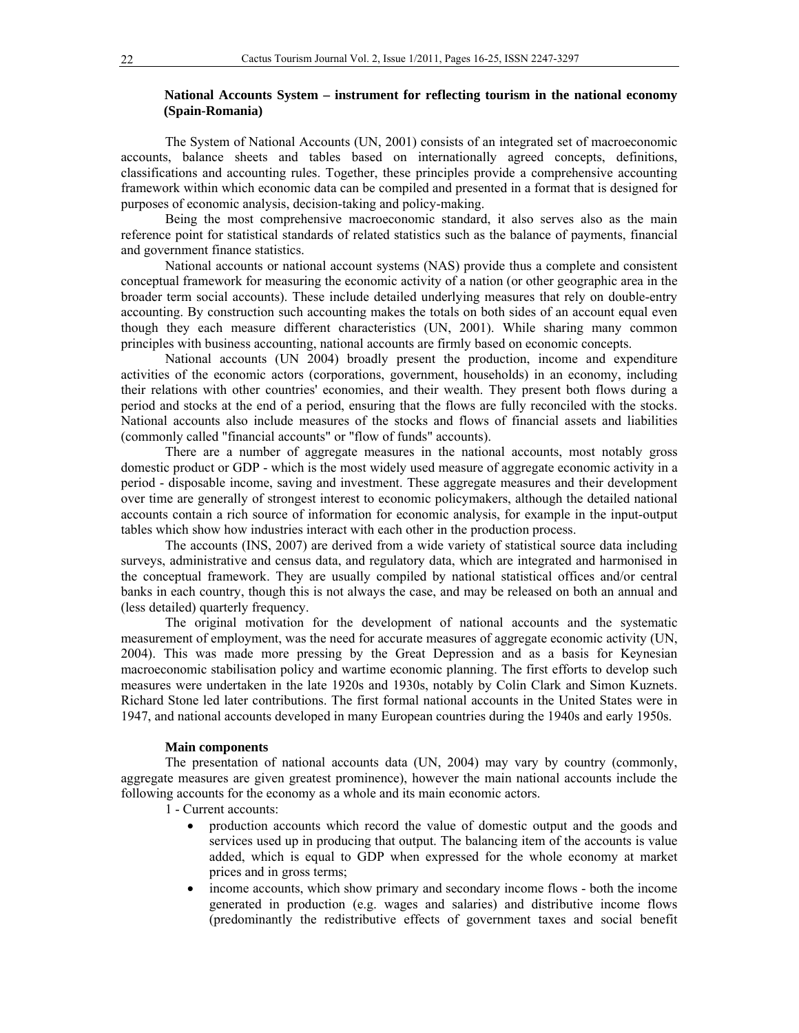## National Accounts System – instrument for reflecting tourism in the national economy (Spain-Romania)

The System of National Accounts (UN, 2001) consists of an integrated set of macroeconomic accounts, balance sheets and tables based on internationally agreed concepts, definitions, classifications and accounting rules. Together, these principles provide a comprehensive accounting framework within which economic data can be compiled and presented in a format that is designed for purposes of economic analysis, decision-taking and policy-making.

Being the most comprehensive macroeconomic standard, it also serves also as the main reference point for statistical standards of related statistics such as the balance of payments, financial and government finance statistics.

National accounts or national account systems (NAS) provide thus a complete and consistent conceptual framework for measuring the economic activity of a nation (or other geographic area in the broader term social accounts). These include detailed underlying measures that rely on double-entry accounting. By construction such accounting makes the totals on both sides of an account equal even though they each measure different characteristics (UN, 2001). While sharing many common principles with business accounting, national accounts are firmly based on economic concepts.

National accounts (UN 2004) broadly present the production, income and expenditure activities of the economic actors (corporations, government, households) in an economy, including their relations with other countries' economies, and their wealth. They present both flows during a period and stocks at the end of a period, ensuring that the flows are fully reconciled with the stocks. National accounts also include measures of the stocks and flows of financial assets and liabilities (commonly called "financial accounts" or "flow of funds" accounts).

There are a number of aggregate measures in the national accounts, most notably gross domestic product or GDP - which is the most widely used measure of aggregate economic activity in a period - disposable income, saving and investment. These aggregate measures and their development over time are generally of strongest interest to economic policymakers, although the detailed national accounts contain a rich source of information for economic analysis, for example in the input-output tables which show how industries interact with each other in the production process.

The accounts (INS, 2007) are derived from a wide variety of statistical source data including surveys, administrative and census data, and regulatory data, which are integrated and harmonised in the conceptual framework. They are usually compiled by national statistical offices and/or central banks in each country, though this is not always the case, and may be released on both an annual and (less detailed) quarterly frequency.

The original motivation for the development of national accounts and the systematic measurement of employment, was the need for accurate measures of aggregate economic activity (UN, 2004). This was made more pressing by the Great Depression and as a basis for Keynesian macroeconomic stabilisation policy and wartime economic planning. The first efforts to develop such measures were undertaken in the late 1920s and 1930s, notably by Colin Clark and Simon Kuznets. Richard Stone led later contributions. The first formal national accounts in the United States were in 1947, and national accounts developed in many European countries during the 1940s and early 1950s.

### Main components

The presentation of national accounts data (UN, 2004) may vary by country (commonly, aggregate measures are given greatest prominence), however the main national accounts include the following accounts for the economy as a whole and its main economic actors.

1 - Current accounts:

- production accounts which record the value of domestic output and the goods and services used up in producing that output. The balancing item of the accounts is value added, which is equal to GDP when expressed for the whole economy at market prices and in gross terms;
- income accounts, which show primary and secondary income flows - both the income generated in production (e.g. wages and salaries) and distributive income flows (predominantly the redistributive effects of government taxes and social benefit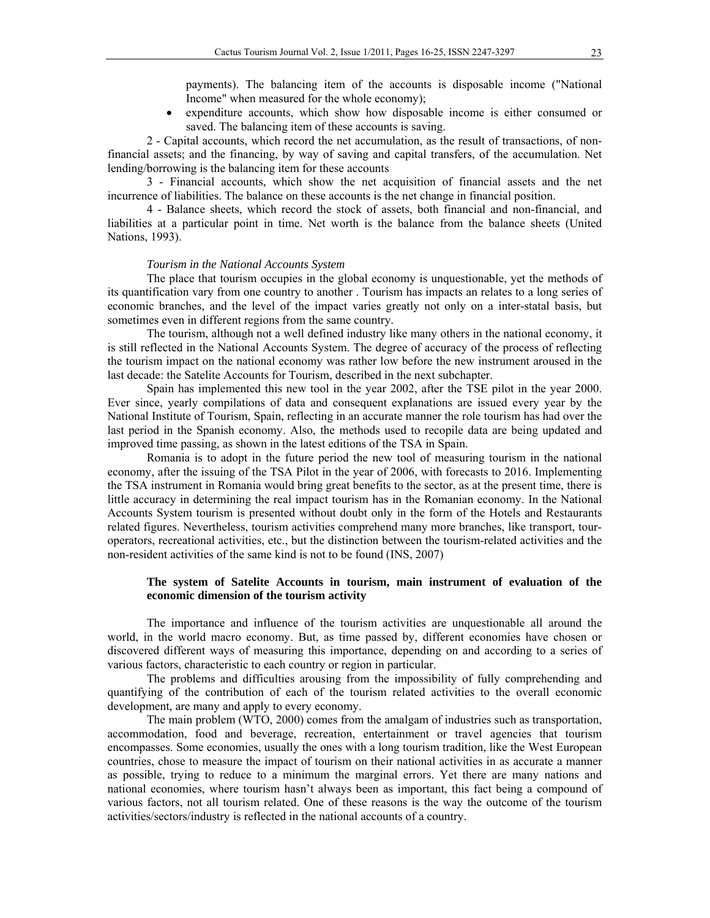payments). The balancing item of the accounts is disposable income ("National Income" when measured for the whole economy);

- expenditure accounts, which show how disposable income is either consumed or saved. The balancing item of these accounts is saving.

2 - Capital accounts, which record the net accumulation, as the result of transactions, of non-financial assets; and the financing, by way of saving and capital transfers, of the accumulation. Net lending/borrowing is the balancing item for these accounts

3 - Financial accounts, which show the net acquisition of financial assets and the net incurrence of liabilities. The balance on these accounts is the net change in financial position.

4 - Balance sheets, which record the stock of assets, both financial and non-financial, and liabilities at a particular point in time. Net worth is the balance from the balance sheets (United Nations, 1993).

*Tourism in the National Accounts System*

The place that tourism occupies in the global economy is unquestionable, yet the methods of its quantification vary from one country to another . Tourism has impacts an relates to a long series of economic branches, and the level of the impact varies greatly not only on a inter-statal basis, but sometimes even in different regions from the same country.

The tourism, although not a well defined industry like many others in the national economy, it is still reflected in the National Accounts System. The degree of accuracy of the process of reflecting the tourism impact on the national economy was rather low before the new instrument aroused in the last decade: the Satelite Accounts for Tourism, described in the next subchapter.

Spain has implemented this new tool in the year 2002, after the TSE pilot in the year 2000. Ever since, yearly compilations of data and consequent explanations are issued every year by the National Institute of Tourism, Spain, reflecting in an accurate manner the role tourism has had over the last period in the Spanish economy. Also, the methods used to recopile data are being updated and improved time passing, as shown in the latest editions of the TSA in Spain.

Romania is to adopt in the future period the new tool of measuring tourism in the national economy, after the issuing of the TSA Pilot in the year of 2006, with forecasts to 2016. Implementing the TSA instrument in Romania would bring great benefits to the sector, as at the present time, there is little accuracy in determining the real impact tourism has in the Romanian economy. In the National Accounts System tourism is presented without doubt only in the form of the Hotels and Restaurants related figures. Nevertheless, tourism activities comprehend many more branches, like transport, tour-operators, recreational activities, etc., but the distinction between the tourism-related activities and the non-resident activities of the same kind is not to be found (INS, 2007)

**The system of Satelite Accounts in tourism, main instrument of evaluation of the economic dimension of the tourism activity**

The importance and influence of the tourism activities are unquestionable all around the world, in the world macro economy. But, as time passed by, different economies have chosen or discovered different ways of measuring this importance, depending on and according to a series of various factors, characteristic to each country or region in particular.

The problems and difficulties arousing from the impossibility of fully comprehending and quantifying of the contribution of each of the tourism related activities to the overall economic development, are many and apply to every economy.

The main problem (WTO, 2000) comes from the amalgam of industries such as transportation, accommodation, food and beverage, recreation, entertainment or travel agencies that tourism encompasses. Some economies, usually the ones with a long tourism tradition, like the West European countries, chose to measure the impact of tourism on their national activities in as accurate a manner as possible, trying to reduce to a minimum the marginal errors. Yet there are many nations and national economies, where tourism hasn't always been as important, this fact being a compound of various factors, not all tourism related. One of these reasons is the way the outcome of the tourism activities/sectors/industry is reflected in the national accounts of a country.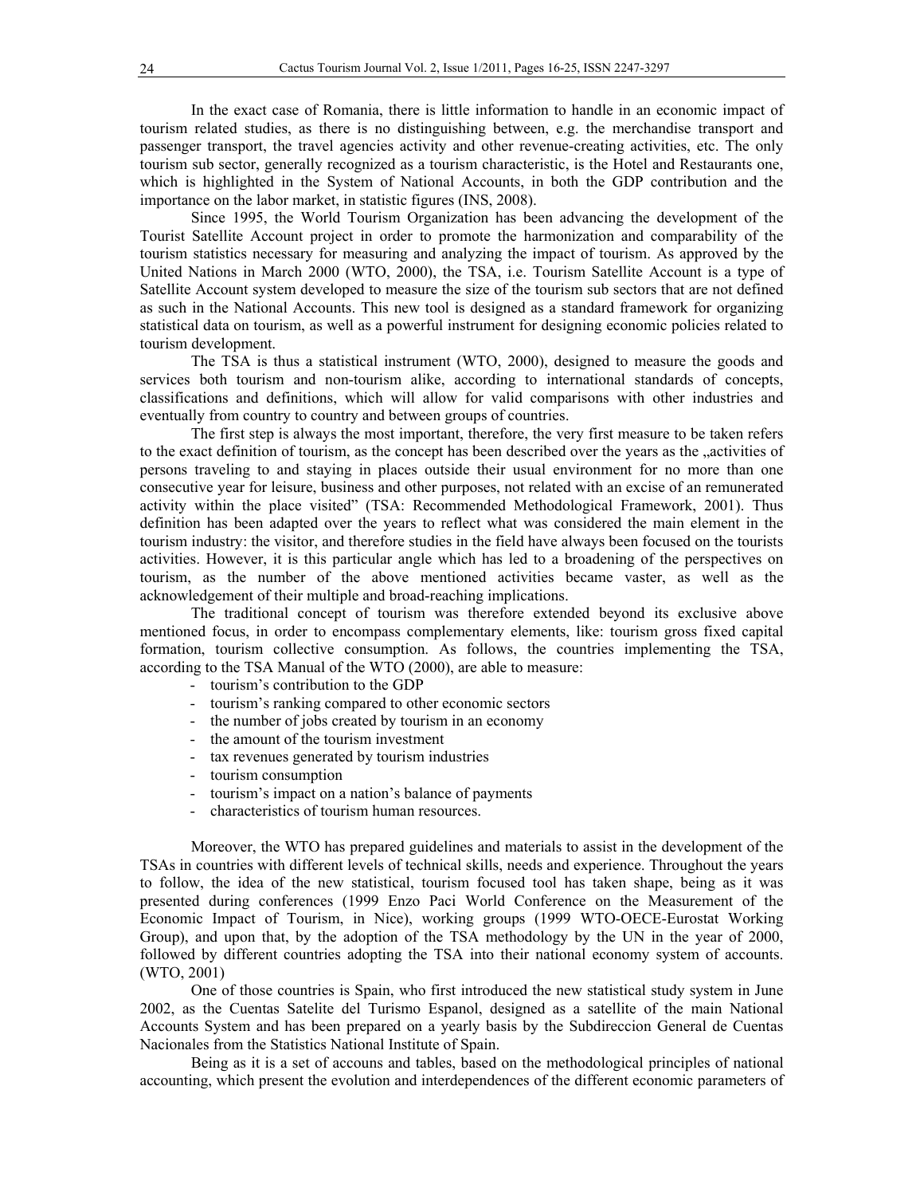In the exact case of Romania, there is little information to handle in an economic impact of tourism related studies, as there is no distinguishing between, e.g. the merchandise transport and passenger transport, the travel agencies activity and other revenue-creating activities, etc. The only tourism sub sector, generally recognized as a tourism characteristic, is the Hotel and Restaurants one, which is highlighted in the System of National Accounts, in both the GDP contribution and the importance on the labor market, in statistic figures (INS, 2008).

Since 1995, the World Tourism Organization has been advancing the development of the Tourist Satellite Account project in order to promote the harmonization and comparability of the tourism statistics necessary for measuring and analyzing the impact of tourism. As approved by the United Nations in March 2000 (WTO, 2000), the TSA, i.e. Tourism Satellite Account is a type of Satellite Account system developed to measure the size of the tourism sub sectors that are not defined as such in the National Accounts. This new tool is designed as a standard framework for organizing statistical data on tourism, as well as a powerful instrument for designing economic policies related to tourism development.

The TSA is thus a statistical instrument (WTO, 2000), designed to measure the goods and services both tourism and non-tourism alike, according to international standards of concepts, classifications and definitions, which will allow for valid comparisons with other industries and eventually from country to country and between groups of countries.

The first step is always the most important, therefore, the very first measure to be taken refers to the exact definition of tourism, as the concept has been described over the years as the „activities of persons traveling to and staying in places outside their usual environment for no more than one consecutive year for leisure, business and other purposes, not related with an excise of an remunerated activity within the place visited" (TSA: Recommended Methodological Framework, 2001). Thus definition has been adapted over the years to reflect what was considered the main element in the tourism industry: the visitor, and therefore studies in the field have always been focused on the tourists activities. However, it is this particular angle which has led to a broadening of the perspectives on tourism, as the number of the above mentioned activities became vaster, as well as the acknowledgement of their multiple and broad-reaching implications.

The traditional concept of tourism was therefore extended beyond its exclusive above mentioned focus, in order to encompass complementary elements, like: tourism gross fixed capital formation, tourism collective consumption. As follows, the countries implementing the TSA, according to the TSA Manual of the WTO (2000), are able to measure:

- tourism's contribution to the GDP
- tourism's ranking compared to other economic sectors
- the number of jobs created by tourism in an economy
- the amount of the tourism investment
- tax revenues generated by tourism industries
- tourism consumption
- tourism's impact on a nation's balance of payments
- characteristics of tourism human resources.

Moreover, the WTO has prepared guidelines and materials to assist in the development of the TSAs in countries with different levels of technical skills, needs and experience. Throughout the years to follow, the idea of the new statistical, tourism focused tool has taken shape, being as it was presented during conferences (1999 Enzo Paci World Conference on the Measurement of the Economic Impact of Tourism, in Nice), working groups (1999 WTO-OECE-Eurostat Working Group), and upon that, by the adoption of the TSA methodology by the UN in the year of 2000, followed by different countries adopting the TSA into their national economy system of accounts. (WTO, 2001)

One of those countries is Spain, who first introduced the new statistical study system in June 2002, as the Cuentas Satelite del Turismo Espanol, designed as a satellite of the main National Accounts System and has been prepared on a yearly basis by the Subdireccion General de Cuentas Nacionales from the Statistics National Institute of Spain.

Being as it is a set of accouns and tables, based on the methodological principles of national accounting, which present the evolution and interdependences of the different economic parameters of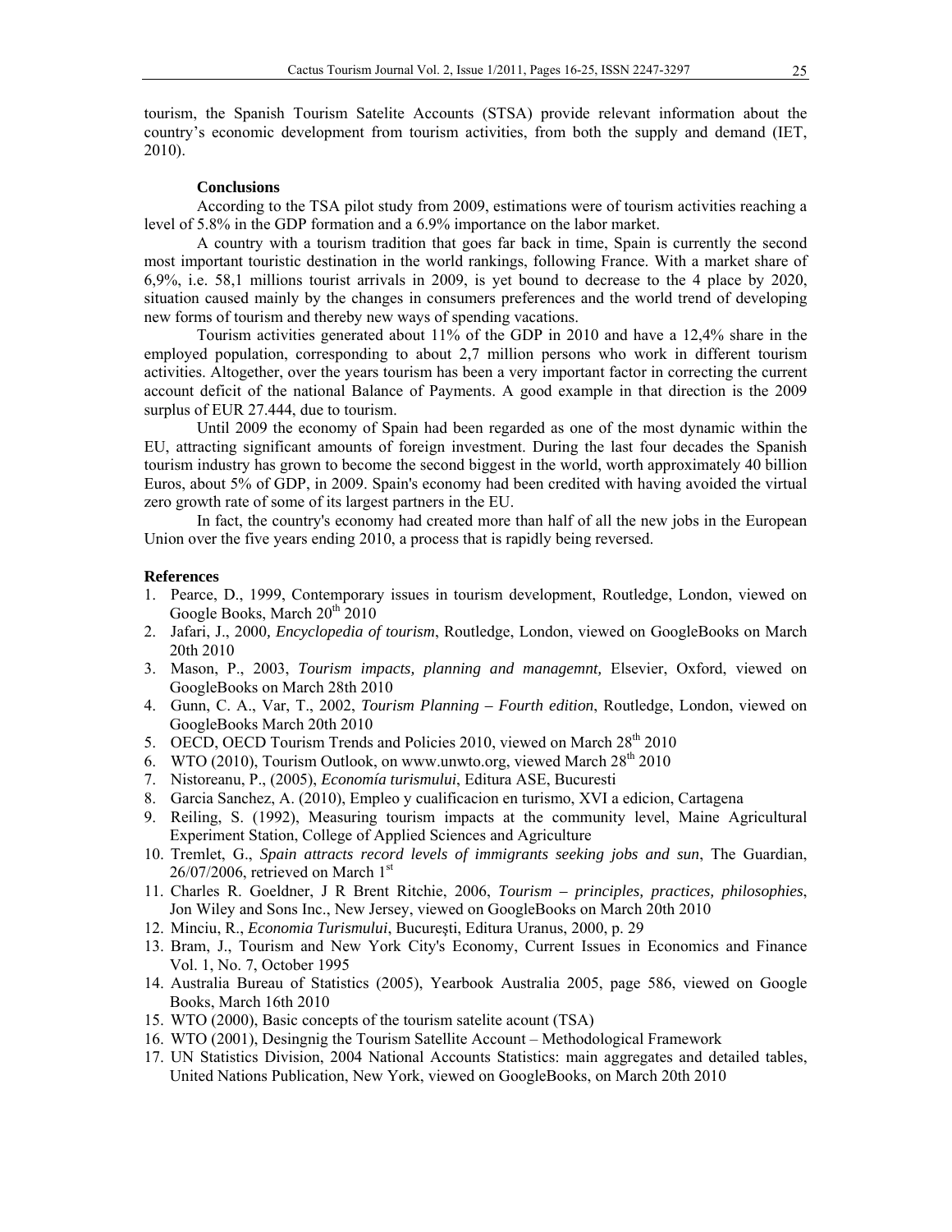tourism, the Spanish Tourism Satelite Accounts (STSA) provide relevant information about the country's economic development from tourism activities, from both the supply and demand (IET, 2010).

### Conclusions

According to the TSA pilot study from 2009, estimations were of tourism activities reaching a level of 5.8% in the GDP formation and a 6.9% importance on the labor market.

A country with a tourism tradition that goes far back in time, Spain is currently the second most important touristic destination in the world rankings, following France. With a market share of 6,9%, i.e. 58,1 millions tourist arrivals in 2009, is yet bound to decrease to the 4 place by 2020, situation caused mainly by the changes in consumers preferences and the world trend of developing new forms of tourism and thereby new ways of spending vacations.

Tourism activities generated about 11% of the GDP in 2010 and have a 12,4% share in the employed population, corresponding to about 2,7 million persons who work in different tourism activities. Altogether, over the years tourism has been a very important factor in correcting the current account deficit of the national Balance of Payments. A good example in that direction is the 2009 surplus of EUR 27.444, due to tourism.

Until 2009 the economy of Spain had been regarded as one of the most dynamic within the EU, attracting significant amounts of foreign investment. During the last four decades the Spanish tourism industry has grown to become the second biggest in the world, worth approximately 40 billion Euros, about 5% of GDP, in 2009. Spain's economy had been credited with having avoided the virtual zero growth rate of some of its largest partners in the EU.

In fact, the country's economy had created more than half of all the new jobs in the European Union over the five years ending 2010, a process that is rapidly being reversed.

### References

1. Pearce, D., 1999, Contemporary issues in tourism development, Routledge, London, viewed on Google Books, March 20th 2010
2. Jafari, J., 2000, *Encyclopedia of tourism*, Routledge, London, viewed on GoogleBooks on March 20th 2010
3. Mason, P., 2003, *Tourism impacts, planning and managemnt,* Elsevier, Oxford, viewed on GoogleBooks on March 28th 2010
4. Gunn, C. A., Var, T., 2002, *Tourism Planning – Fourth edition*, Routledge, London, viewed on GoogleBooks March 20th 2010
5. OECD, OECD Tourism Trends and Policies 2010, viewed on March 28th 2010
6. WTO (2010), Tourism Outlook, on www.unwto.org, viewed March 28th 2010
7. Nistoreanu, P., (2005), *Economía turismului*, Editura ASE, Bucuresti
8. Garcia Sanchez, A. (2010), Empleo y cualificacion en turismo, XVI a edicion, Cartagena
9. Reiling, S. (1992), Measuring tourism impacts at the community level, Maine Agricultural Experiment Station, College of Applied Sciences and Agriculture
10. Tremlet, G., *Spain attracts record levels of immigrants seeking jobs and sun*, The Guardian, 26/07/2006, retrieved on March 1st
11. Charles R. Goeldner, J R Brent Ritchie, 2006, *Tourism – principles, practices, philosophies*, Jon Wiley and Sons Inc., New Jersey, viewed on GoogleBooks on March 20th 2010
12. Minciu, R., *Economia Turismului*, Bucureşti, Editura Uranus, 2000, p. 29
13. Bram, J., Tourism and New York City's Economy, Current Issues in Economics and Finance Vol. 1, No. 7, October 1995
14. Australia Bureau of Statistics (2005), Yearbook Australia 2005, page 586, viewed on Google Books, March 16th 2010
15. WTO (2000), Basic concepts of the tourism satelite acount (TSA)
16. WTO (2001), Desingnig the Tourism Satellite Account – Methodological Framework
17. UN Statistics Division, 2004 National Accounts Statistics: main aggregates and detailed tables, United Nations Publication, New York, viewed on GoogleBooks, on March 20th 2010